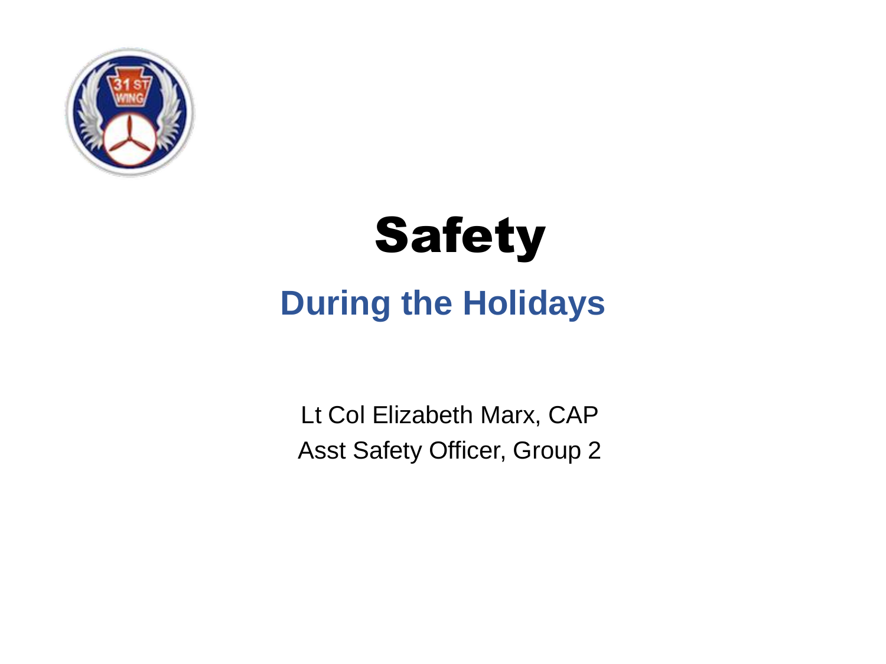# Safety

## During the Holidays

Lt Col Elizabeth Marx, CAP
Asst Safety Officer, Group 2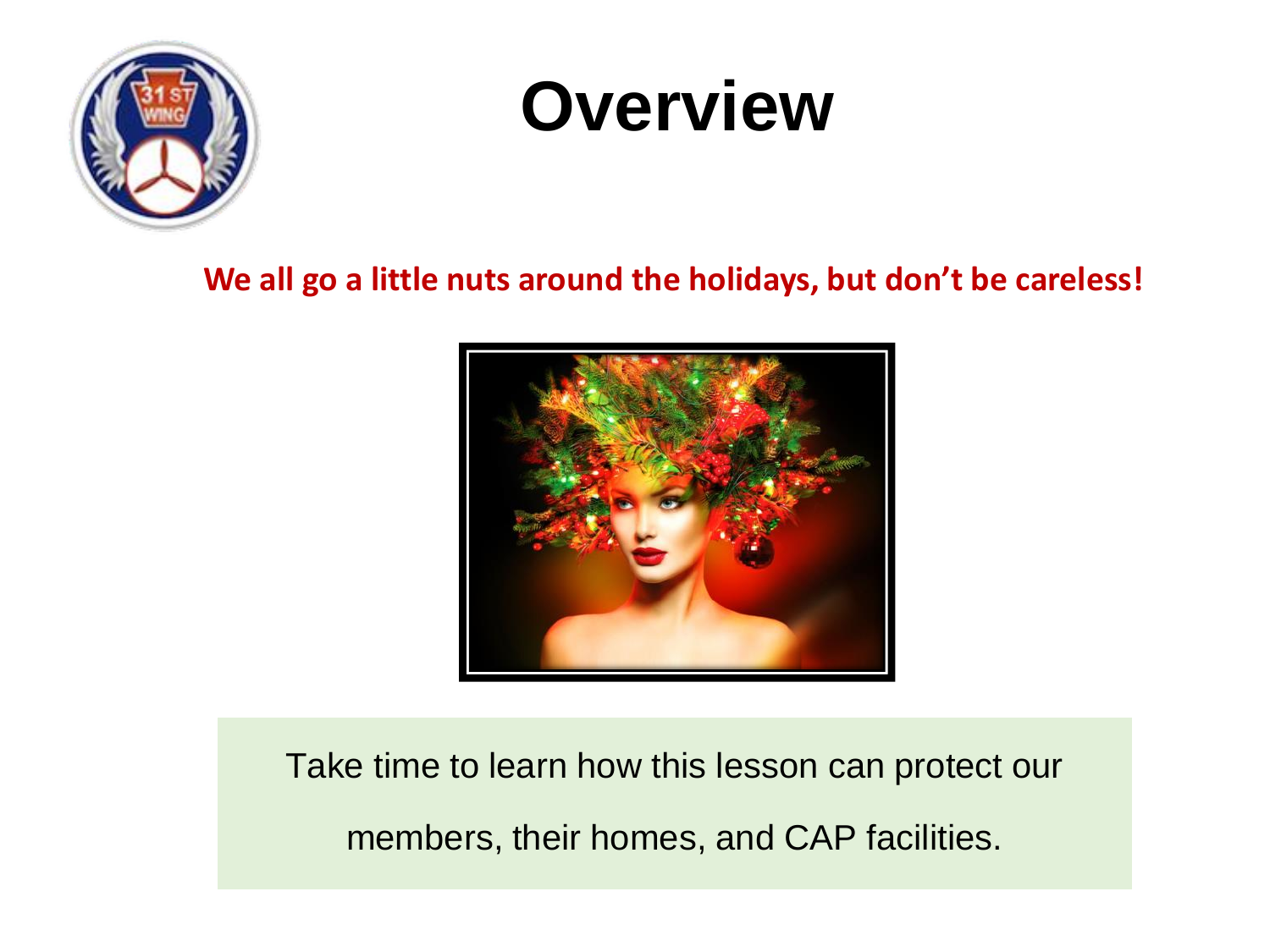# Overview

**We all go a little nuts around the holidays, but don't be careless!**

Take time to learn how this lesson can protect our members, their homes, and CAP facilities.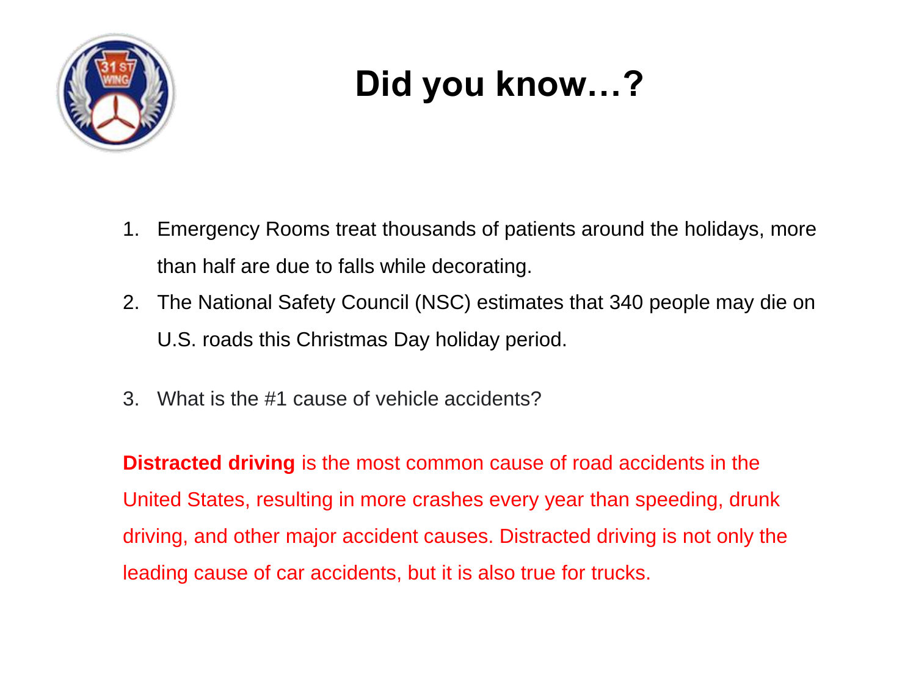# Did you know…?

1. Emergency Rooms treat thousands of patients around the holidays, more than half are due to falls while decorating.
2. The National Safety Council (NSC) estimates that 340 people may die on U.S. roads this Christmas Day holiday period.
3. What is the #1 cause of vehicle accidents?

**Distracted driving** is the most common cause of road accidents in the United States, resulting in more crashes every year than speeding, drunk driving, and other major accident causes. Distracted driving is not only the leading cause of car accidents, but it is also true for trucks.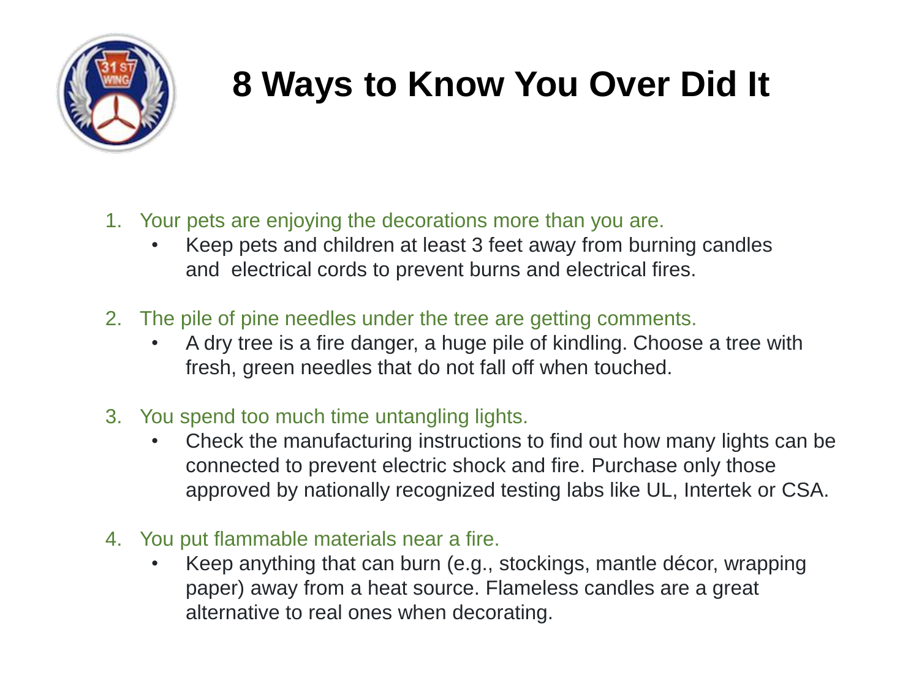# 8 Ways to Know You Over Did It

1. Your pets are enjoying the decorations more than you are.
   - Keep pets and children at least 3 feet away from burning candles and electrical cords to prevent burns and electrical fires.

2. The pile of pine needles under the tree are getting comments.
   - A dry tree is a fire danger, a huge pile of kindling. Choose a tree with fresh, green needles that do not fall off when touched.

3. You spend too much time untangling lights.
   - Check the manufacturing instructions to find out how many lights can be connected to prevent electric shock and fire. Purchase only those approved by nationally recognized testing labs like UL, Intertek or CSA.

4. You put flammable materials near a fire.
   - Keep anything that can burn (e.g., stockings, mantle décor, wrapping paper) away from a heat source. Flameless candles are a great alternative to real ones when decorating.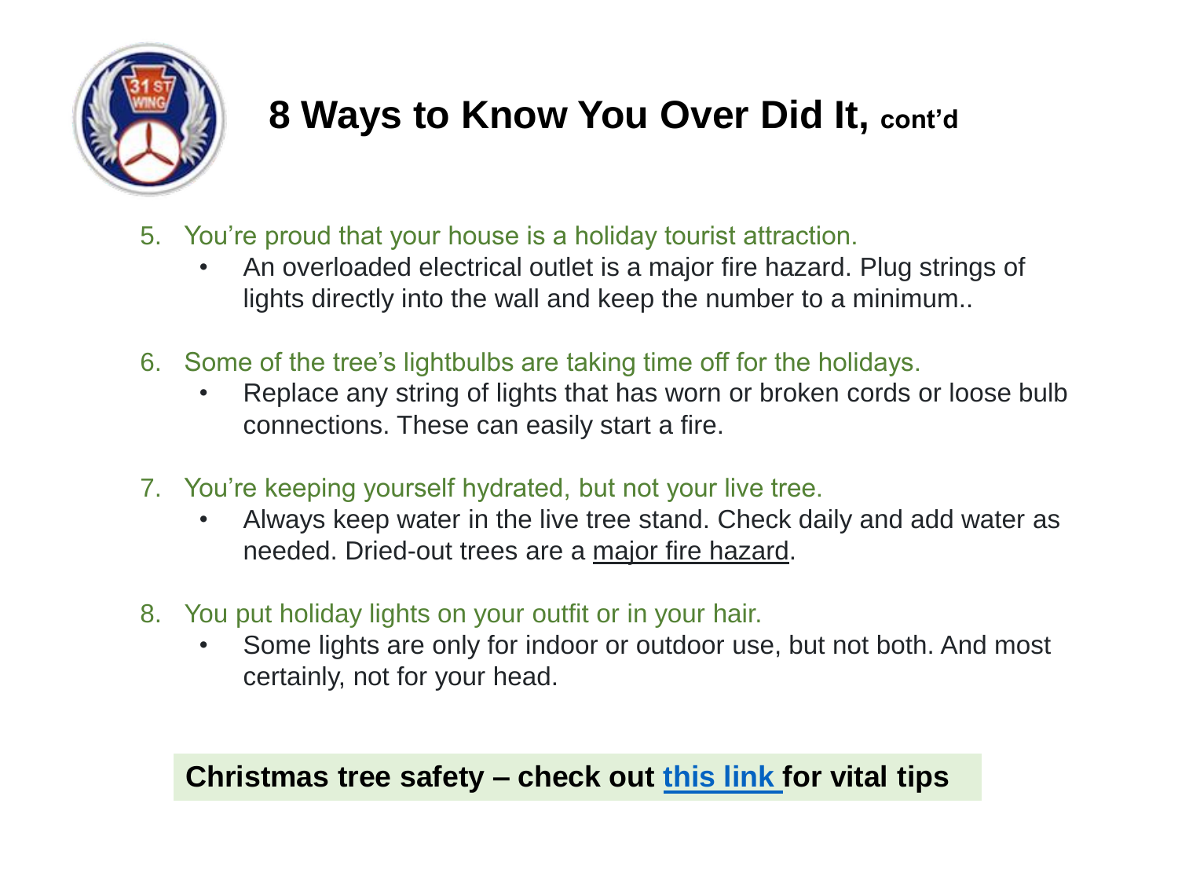# 8 Ways to Know You Over Did It, cont'd

5. You're proud that your house is a holiday tourist attraction.
   - An overloaded electrical outlet is a major fire hazard. Plug strings of lights directly into the wall and keep the number to a minimum..
6. Some of the tree's lightbulbs are taking time off for the holidays.
   - Replace any string of lights that has worn or broken cords or loose bulb connections. These can easily start a fire.
7. You're keeping yourself hydrated, but not your live tree.
   - Always keep water in the live tree stand. Check daily and add water as needed. Dried-out trees are a major fire hazard.
8. You put holiday lights on your outfit or in your hair.
   - Some lights are only for indoor or outdoor use, but not both. And most certainly, not for your head.

**Christmas tree safety – check out this link for vital tips**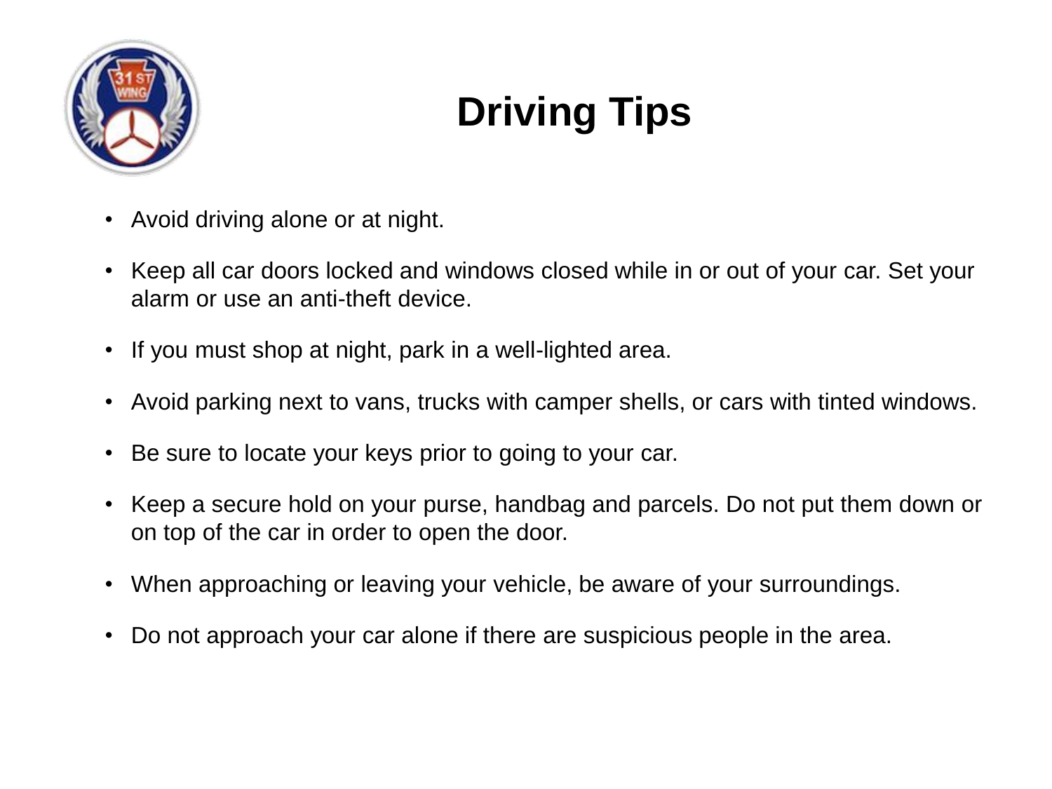# Driving Tips

- Avoid driving alone or at night.
- Keep all car doors locked and windows closed while in or out of your car. Set your alarm or use an anti-theft device.
- If you must shop at night, park in a well-lighted area.
- Avoid parking next to vans, trucks with camper shells, or cars with tinted windows.
- Be sure to locate your keys prior to going to your car.
- Keep a secure hold on your purse, handbag and parcels. Do not put them down or on top of the car in order to open the door.
- When approaching or leaving your vehicle, be aware of your surroundings.
- Do not approach your car alone if there are suspicious people in the area.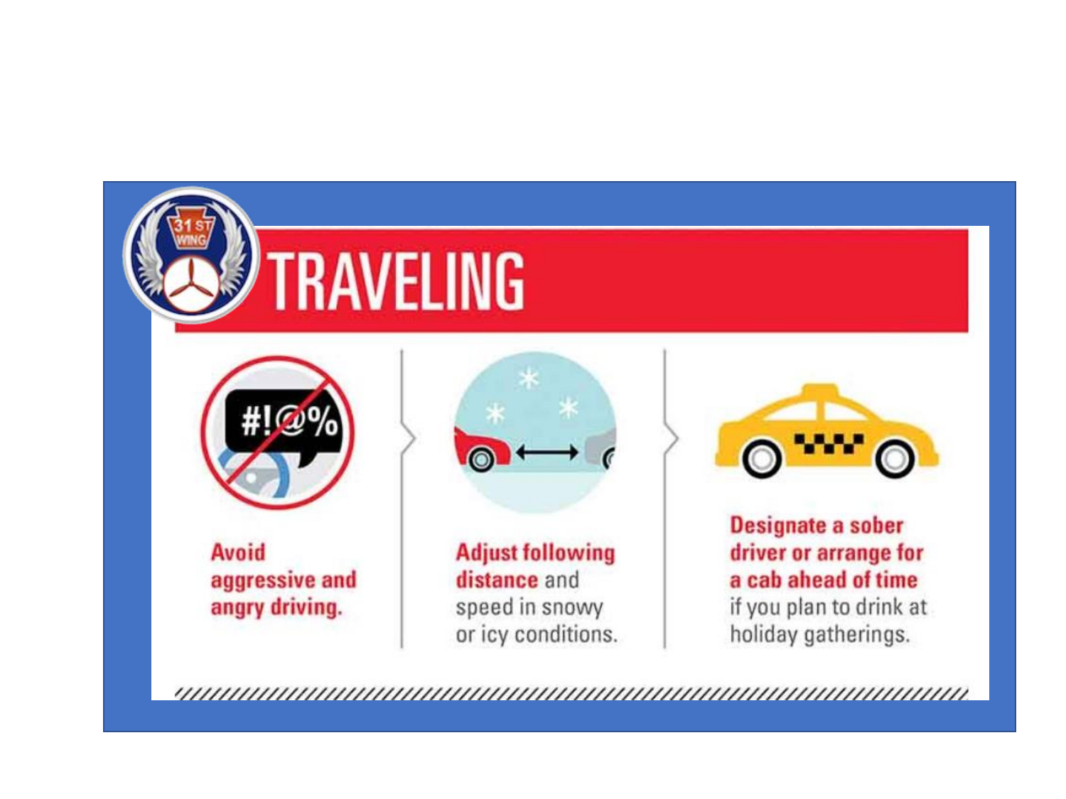# TRAVELING

**Avoid aggressive and angry driving.**

**Adjust following distance** and speed in snowy or icy conditions.

**Designate a sober driver or arrange for a cab ahead of time** if you plan to drink at holiday gatherings.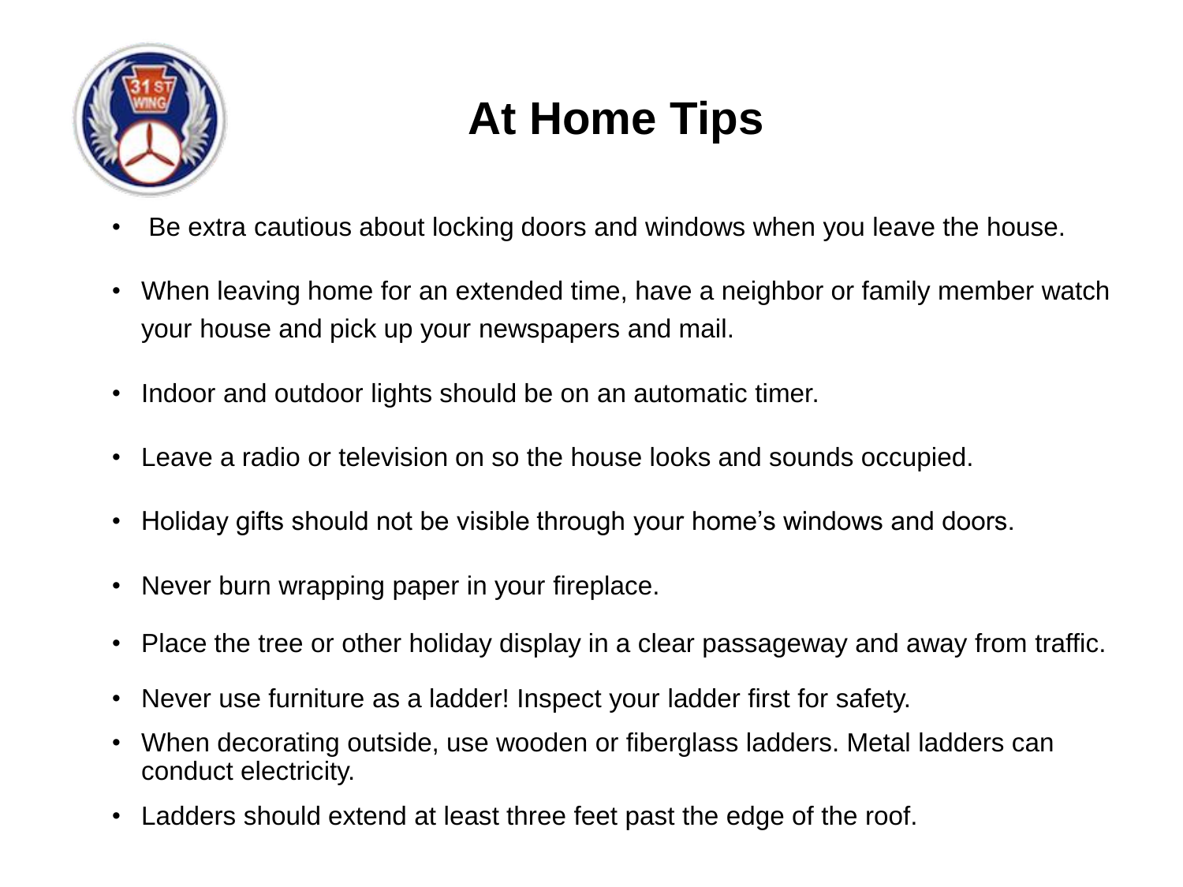# At Home Tips

- Be extra cautious about locking doors and windows when you leave the house.
- When leaving home for an extended time, have a neighbor or family member watch your house and pick up your newspapers and mail.
- Indoor and outdoor lights should be on an automatic timer.
- Leave a radio or television on so the house looks and sounds occupied.
- Holiday gifts should not be visible through your home's windows and doors.
- Never burn wrapping paper in your fireplace.
- Place the tree or other holiday display in a clear passageway and away from traffic.
- Never use furniture as a ladder! Inspect your ladder first for safety.
- When decorating outside, use wooden or fiberglass ladders. Metal ladders can conduct electricity.
- Ladders should extend at least three feet past the edge of the roof.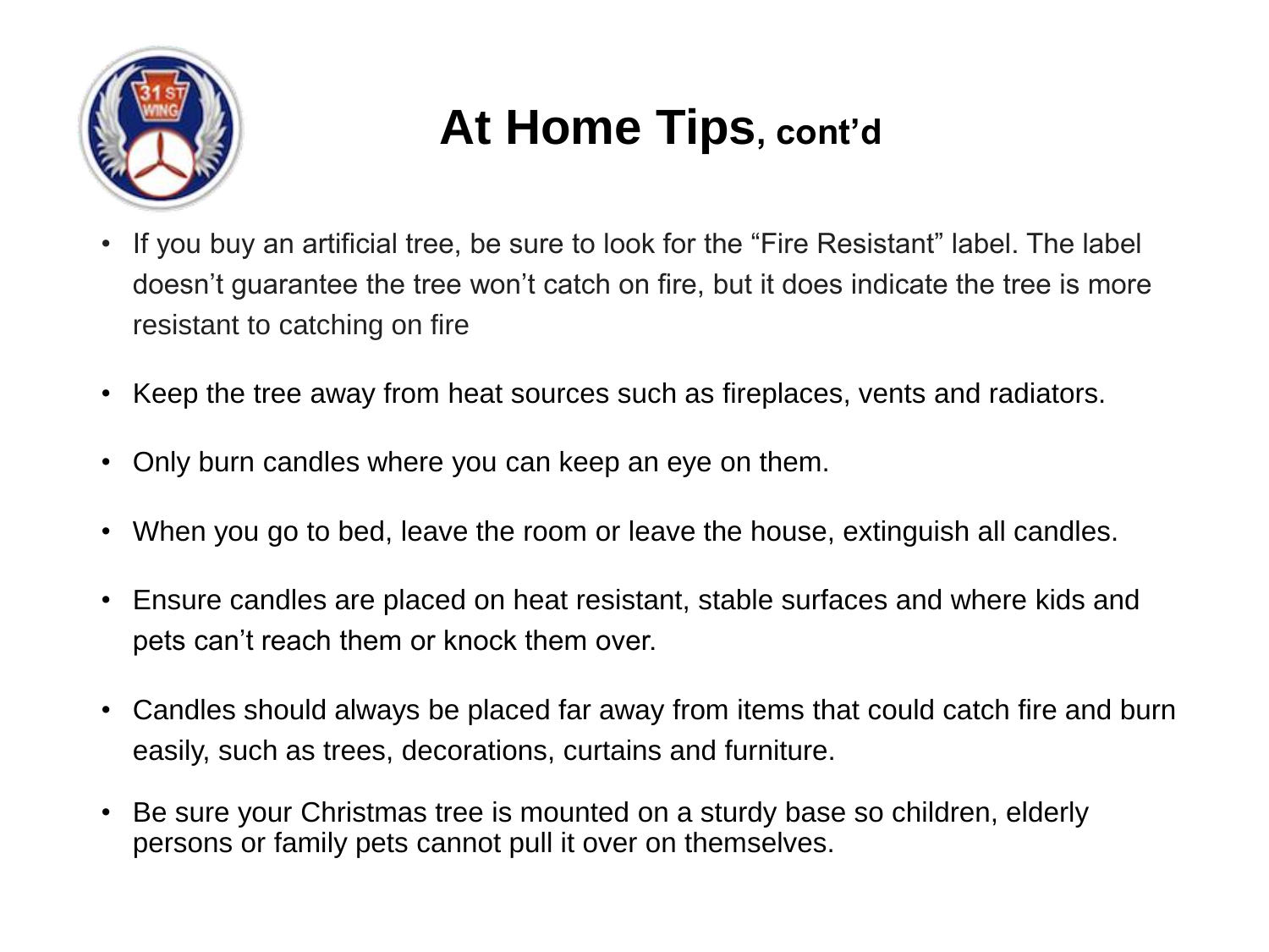# At Home Tips, cont'd

- If you buy an artificial tree, be sure to look for the "Fire Resistant" label. The label doesn't guarantee the tree won't catch on fire, but it does indicate the tree is more resistant to catching on fire
- Keep the tree away from heat sources such as fireplaces, vents and radiators.
- Only burn candles where you can keep an eye on them.
- When you go to bed, leave the room or leave the house, extinguish all candles.
- Ensure candles are placed on heat resistant, stable surfaces and where kids and pets can't reach them or knock them over.
- Candles should always be placed far away from items that could catch fire and burn easily, such as trees, decorations, curtains and furniture.
- Be sure your Christmas tree is mounted on a sturdy base so children, elderly persons or family pets cannot pull it over on themselves.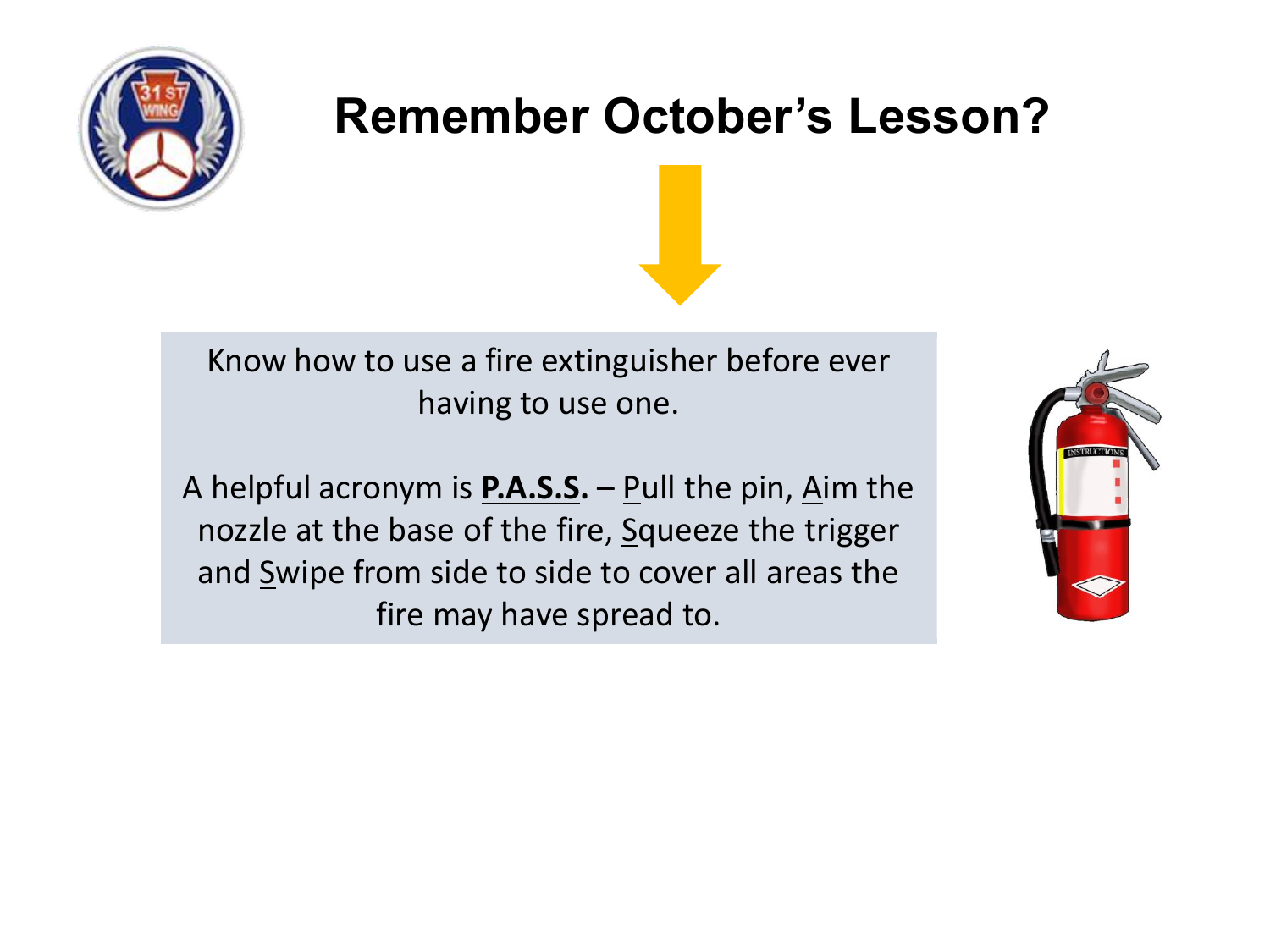# Remember October's Lesson?

Know how to use a fire extinguisher before ever having to use one.

A helpful acronym is **P.A.S.S.** – Pull the pin, Aim the nozzle at the base of the fire, Squeeze the trigger and Swipe from side to side to cover all areas the fire may have spread to.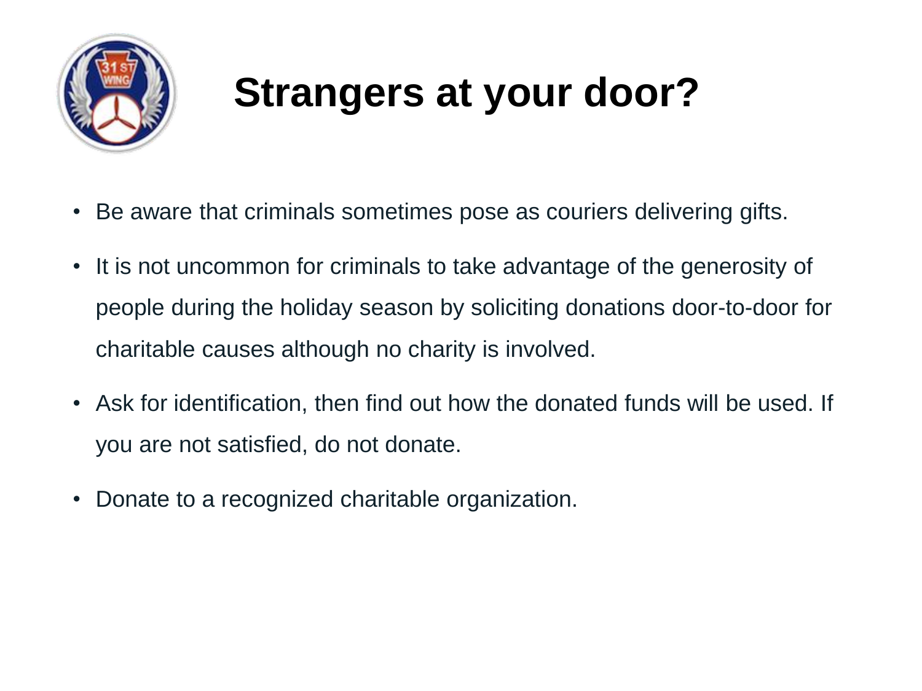# Strangers at your door?

- Be aware that criminals sometimes pose as couriers delivering gifts.
- It is not uncommon for criminals to take advantage of the generosity of people during the holiday season by soliciting donations door-to-door for charitable causes although no charity is involved.
- Ask for identification, then find out how the donated funds will be used. If you are not satisfied, do not donate.
- Donate to a recognized charitable organization.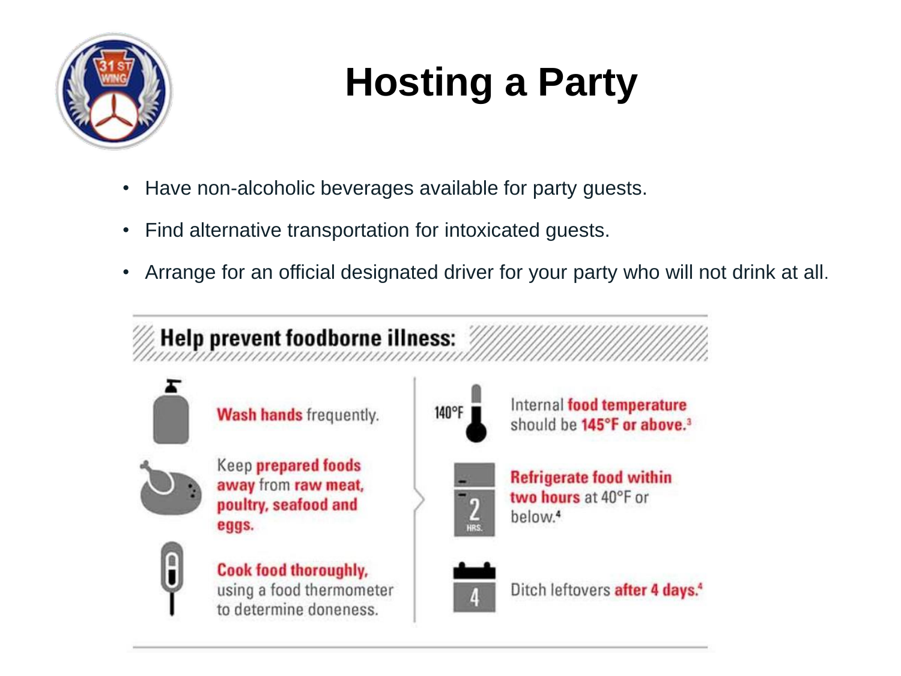# Hosting a Party

- Have non-alcoholic beverages available for party guests.
- Find alternative transportation for intoxicated guests.
- Arrange for an official designated driver for your party who will not drink at all.

## Help prevent foodborne illness:

- **Wash hands** frequently.
- Keep **prepared foods away** from **raw meat, poultry, seafood and eggs.**
- **Cook food thoroughly,** using a food thermometer to determine doneness.
- 140°F — Internal **food temperature** should be **145°F or above.**[3]
- 2 HRS. — **Refrigerate food within two hours** at 40°F or below.[4]
- 4 — Ditch leftovers **after 4 days.**[4]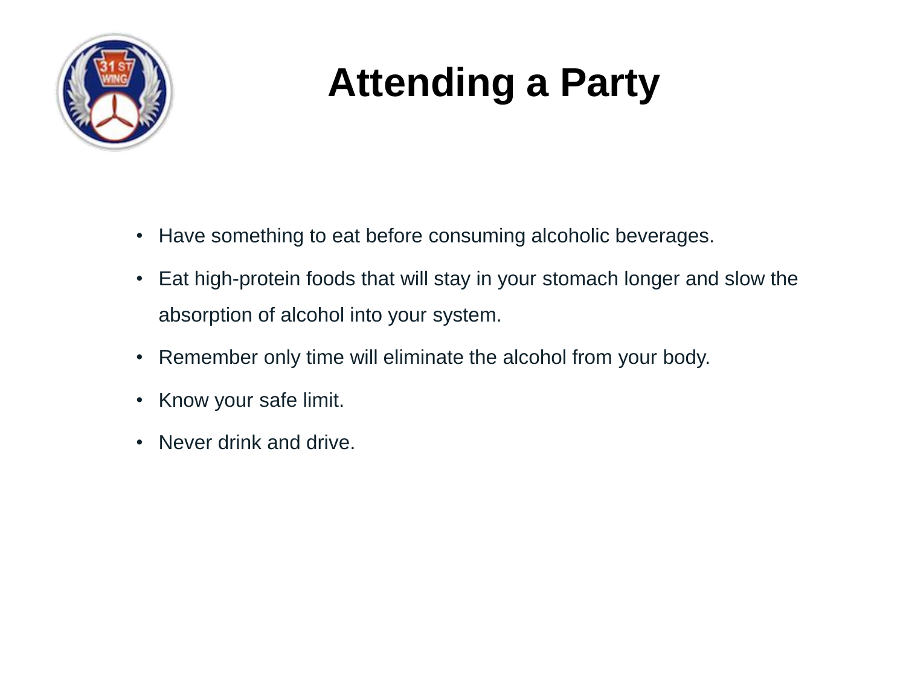# Attending a Party

- Have something to eat before consuming alcoholic beverages.
- Eat high-protein foods that will stay in your stomach longer and slow the absorption of alcohol into your system.
- Remember only time will eliminate the alcohol from your body.
- Know your safe limit.
- Never drink and drive.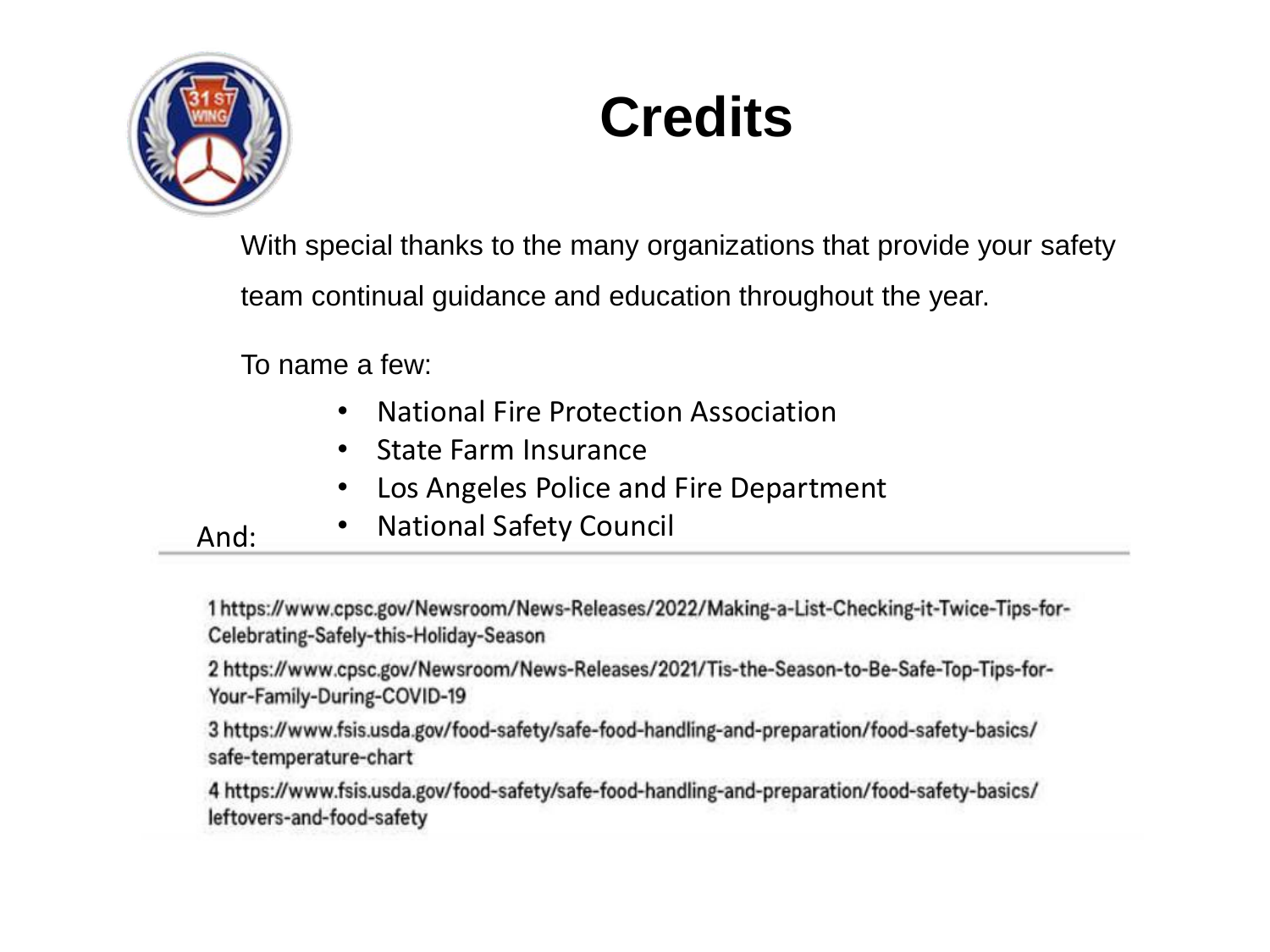# Credits

With special thanks to the many organizations that provide your safety team continual guidance and education throughout the year.

To name a few:

- National Fire Protection Association
- State Farm Insurance
- Los Angeles Police and Fire Department
- National Safety Council

And:

1 https://www.cpsc.gov/Newsroom/News-Releases/2022/Making-a-List-Checking-it-Twice-Tips-for-Celebrating-Safely-this-Holiday-Season

2 https://www.cpsc.gov/Newsroom/News-Releases/2021/Tis-the-Season-to-Be-Safe-Top-Tips-for-Your-Family-During-COVID-19

3 https://www.fsis.usda.gov/food-safety/safe-food-handling-and-preparation/food-safety-basics/safe-temperature-chart

4 https://www.fsis.usda.gov/food-safety/safe-food-handling-and-preparation/food-safety-basics/leftovers-and-food-safety